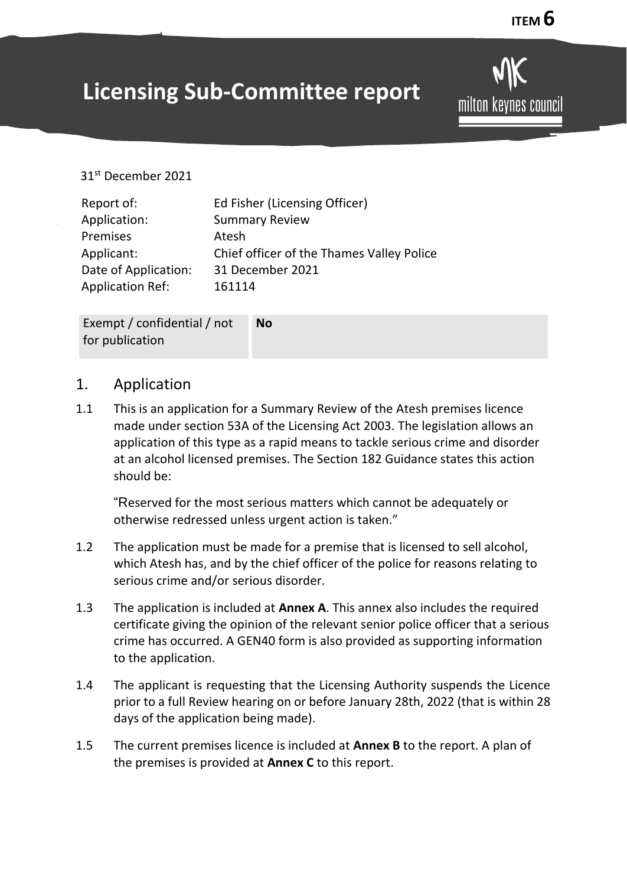ITEM 6

# Licensing Sub-Committee report

31st December 2021

| | |
|---|---|
| Report of: | Ed Fisher (Licensing Officer) |
| Application: | Summary Review |
| Premises | Atesh |
| Applicant: | Chief officer of the Thames Valley Police |
| Date of Application: | 31 December 2021 |
| Application Ref: | 161114 |

| | |
|---|---|
| Exempt / confidential / not for publication | **No** |

## 1. Application

1.1 This is an application for a Summary Review of the Atesh premises licence made under section 53A of the Licensing Act 2003. The legislation allows an application of this type as a rapid means to tackle serious crime and disorder at an alcohol licensed premises. The Section 182 Guidance states this action should be:

> "Reserved for the most serious matters which cannot be adequately or otherwise redressed unless urgent action is taken."

1.2 The application must be made for a premise that is licensed to sell alcohol, which Atesh has, and by the chief officer of the police for reasons relating to serious crime and/or serious disorder.

1.3 The application is included at **Annex A**. This annex also includes the required certificate giving the opinion of the relevant senior police officer that a serious crime has occurred. A GEN40 form is also provided as supporting information to the application.

1.4 The applicant is requesting that the Licensing Authority suspends the Licence prior to a full Review hearing on or before January 28th, 2022 (that is within 28 days of the application being made).

1.5 The current premises licence is included at **Annex B** to the report. A plan of the premises is provided at **Annex C** to this report.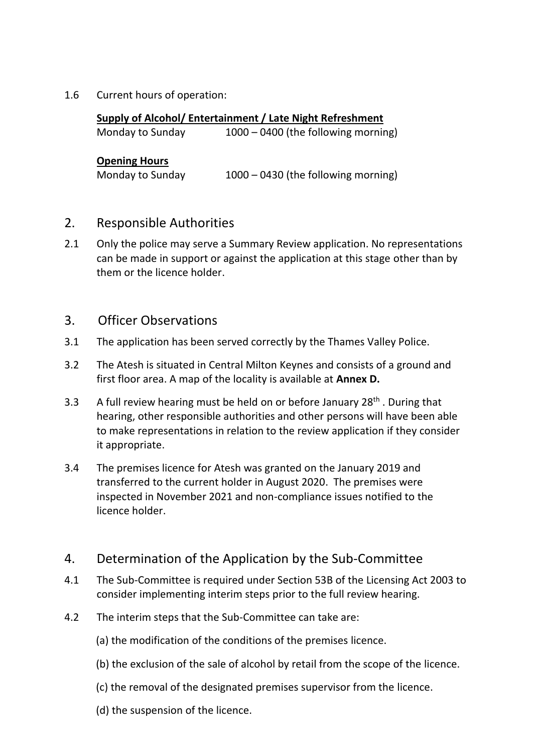1.6 Current hours of operation:

**Supply of Alcohol/ Entertainment / Late Night Refreshment**

Monday to Sunday 1000 – 0400 (the following morning)

**Opening Hours**

Monday to Sunday 1000 – 0430 (the following morning)

## 2. Responsible Authorities

2.1 Only the police may serve a Summary Review application. No representations can be made in support or against the application at this stage other than by them or the licence holder.

## 3. Officer Observations

3.1 The application has been served correctly by the Thames Valley Police.

3.2 The Atesh is situated in Central Milton Keynes and consists of a ground and first floor area. A map of the locality is available at **Annex D.**

3.3 A full review hearing must be held on or before January 28th . During that hearing, other responsible authorities and other persons will have been able to make representations in relation to the review application if they consider it appropriate.

3.4 The premises licence for Atesh was granted on the January 2019 and transferred to the current holder in August 2020. The premises were inspected in November 2021 and non-compliance issues notified to the licence holder.

## 4. Determination of the Application by the Sub-Committee

4.1 The Sub-Committee is required under Section 53B of the Licensing Act 2003 to consider implementing interim steps prior to the full review hearing.

4.2 The interim steps that the Sub-Committee can take are:

(a) the modification of the conditions of the premises licence.

(b) the exclusion of the sale of alcohol by retail from the scope of the licence.

(c) the removal of the designated premises supervisor from the licence.

(d) the suspension of the licence.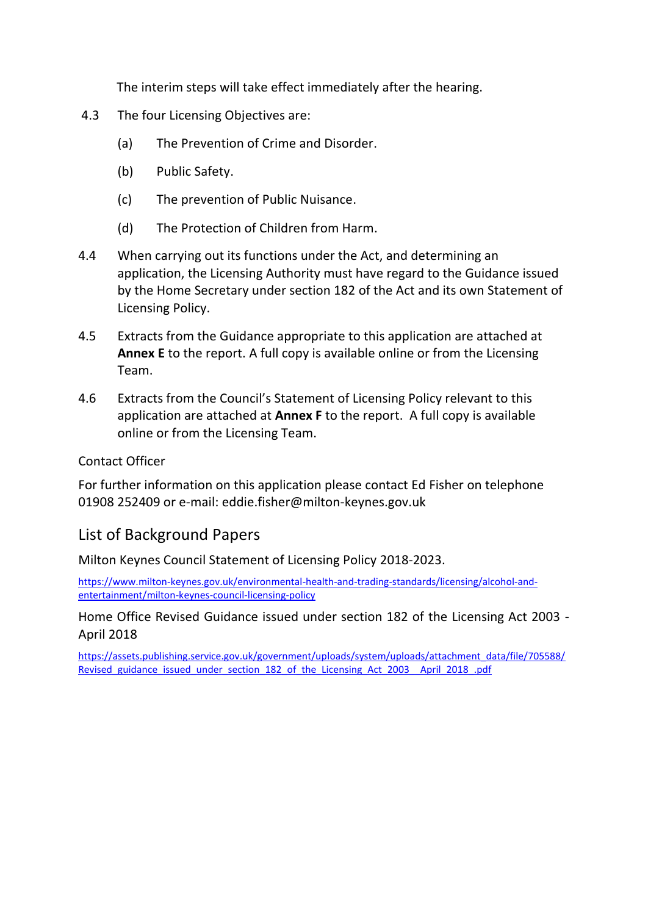The interim steps will take effect immediately after the hearing.

4.3 The four Licensing Objectives are:

(a) The Prevention of Crime and Disorder.

(b) Public Safety.

(c) The prevention of Public Nuisance.

(d) The Protection of Children from Harm.

4.4 When carrying out its functions under the Act, and determining an application, the Licensing Authority must have regard to the Guidance issued by the Home Secretary under section 182 of the Act and its own Statement of Licensing Policy.

4.5 Extracts from the Guidance appropriate to this application are attached at **Annex E** to the report. A full copy is available online or from the Licensing Team.

4.6 Extracts from the Council's Statement of Licensing Policy relevant to this application are attached at **Annex F** to the report. A full copy is available online or from the Licensing Team.

Contact Officer

For further information on this application please contact Ed Fisher on telephone 01908 252409 or e-mail: eddie.fisher@milton-keynes.gov.uk

## List of Background Papers

Milton Keynes Council Statement of Licensing Policy 2018-2023.

https://www.milton-keynes.gov.uk/environmental-health-and-trading-standards/licensing/alcohol-and-entertainment/milton-keynes-council-licensing-policy

Home Office Revised Guidance issued under section 182 of the Licensing Act 2003 - April 2018

https://assets.publishing.service.gov.uk/government/uploads/system/uploads/attachment_data/file/705588/Revised_guidance_issued_under_section_182_of_the_Licensing_Act_2003__April_2018_.pdf